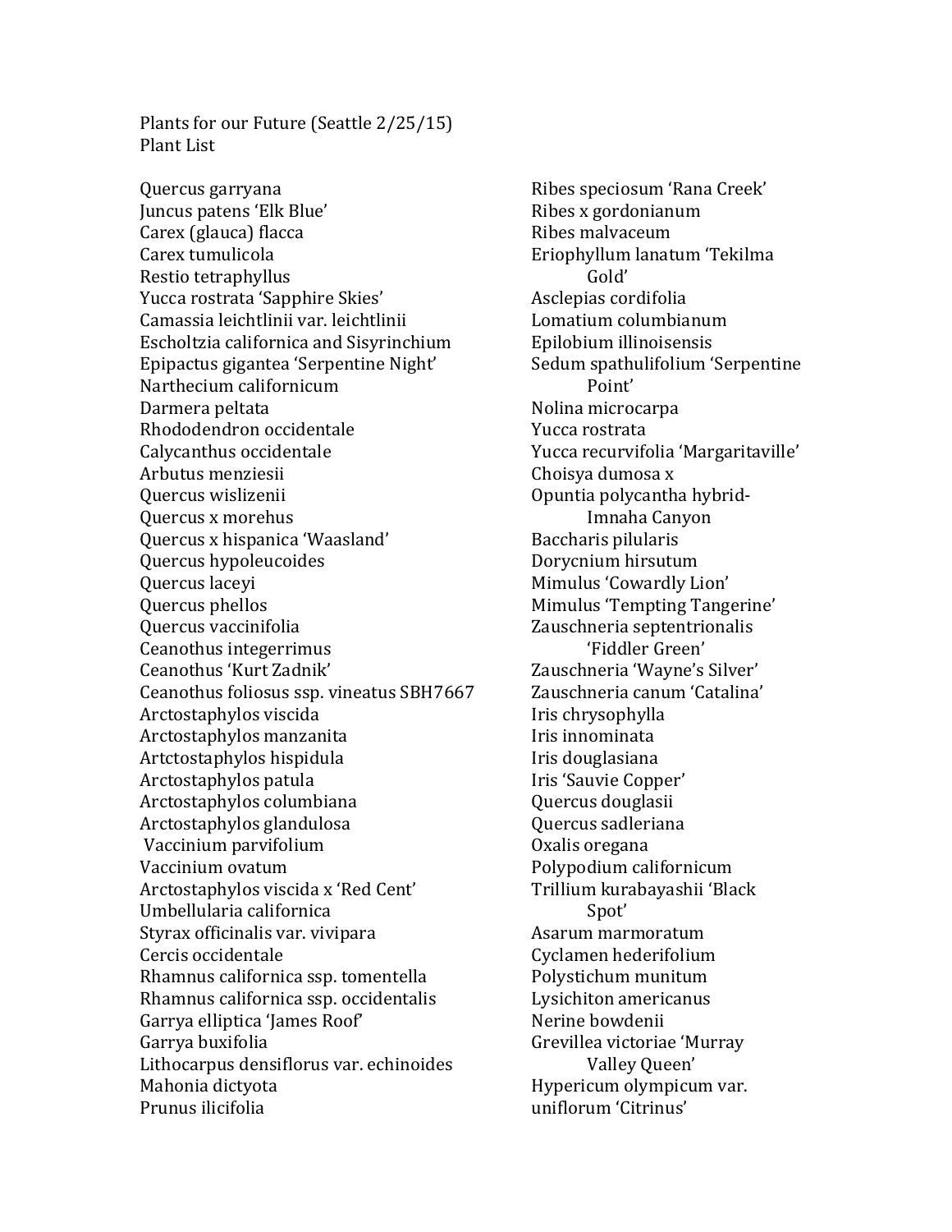Plants for our Future (Seattle 2/25/15)
Plant List

Quercus garryana
Juncus patens 'Elk Blue'
Carex (glauca) flacca
Carex tumulicola
Restio tetraphyllus
Yucca rostrata 'Sapphire Skies'
Camassia leichtlinii var. leichtlinii
Escholtzia californica and Sisyrinchium
Epipactus gigantea 'Serpentine Night'
Narthecium californicum
Darmera peltata
Rhododendron occidentale
Calycanthus occidentale
Arbutus menziesii
Quercus wislizenii
Quercus x morehus
Quercus x hispanica 'Waasland'
Quercus hypoleucoides
Quercus laceyi
Quercus phellos
Quercus vaccinifolia
Ceanothus integerrimus
Ceanothus 'Kurt Zadnik'
Ceanothus foliosus ssp. vineatus SBH7667
Arctostaphylos viscida
Arctostaphylos manzanita
Artctostaphylos hispidula
Arctostaphylos patula
Arctostaphylos columbiana
Arctostaphylos glandulosa
Vaccinium parvifolium
Vaccinium ovatum
Arctostaphylos viscida x 'Red Cent'
Umbellularia californica
Styrax officinalis var. vivipara
Cercis occidentale
Rhamnus californica ssp. tomentella
Rhamnus californica ssp. occidentalis
Garrya elliptica 'James Roof'
Garrya buxifolia
Lithocarpus densiflorus var. echinoides
Mahonia dictyota
Prunus ilicifolia
Ribes speciosum 'Rana Creek'
Ribes x gordonianum
Ribes malvaceum
Eriophyllum lanatum 'Tekilma Gold'
Asclepias cordifolia
Lomatium columbianum
Epilobium illinoisensis
Sedum spathulifolium 'Serpentine Point'
Nolina microcarpa
Yucca rostrata
Yucca recurvifolia 'Margaritaville'
Choisya dumosa x
Opuntia polycantha hybrid- Imnaha Canyon
Baccharis pilularis
Dorycnium hirsutum
Mimulus 'Cowardly Lion'
Mimulus 'Tempting Tangerine'
Zauschneria septentrionalis 'Fiddler Green'
Zauschneria 'Wayne's Silver'
Zauschneria canum 'Catalina'
Iris chrysophylla
Iris innominata
Iris douglasiana
Iris 'Sauvie Copper'
Quercus douglasii
Quercus sadleriana
Oxalis oregana
Polypodium californicum
Trillium kurabayashii 'Black Spot'
Asarum marmoratum
Cyclamen hederifolium
Polystichum munitum
Lysichiton americanus
Nerine bowdenii
Grevillea victoriae 'Murray Valley Queen'
Hypericum olympicum var. uniflorum 'Citrinus'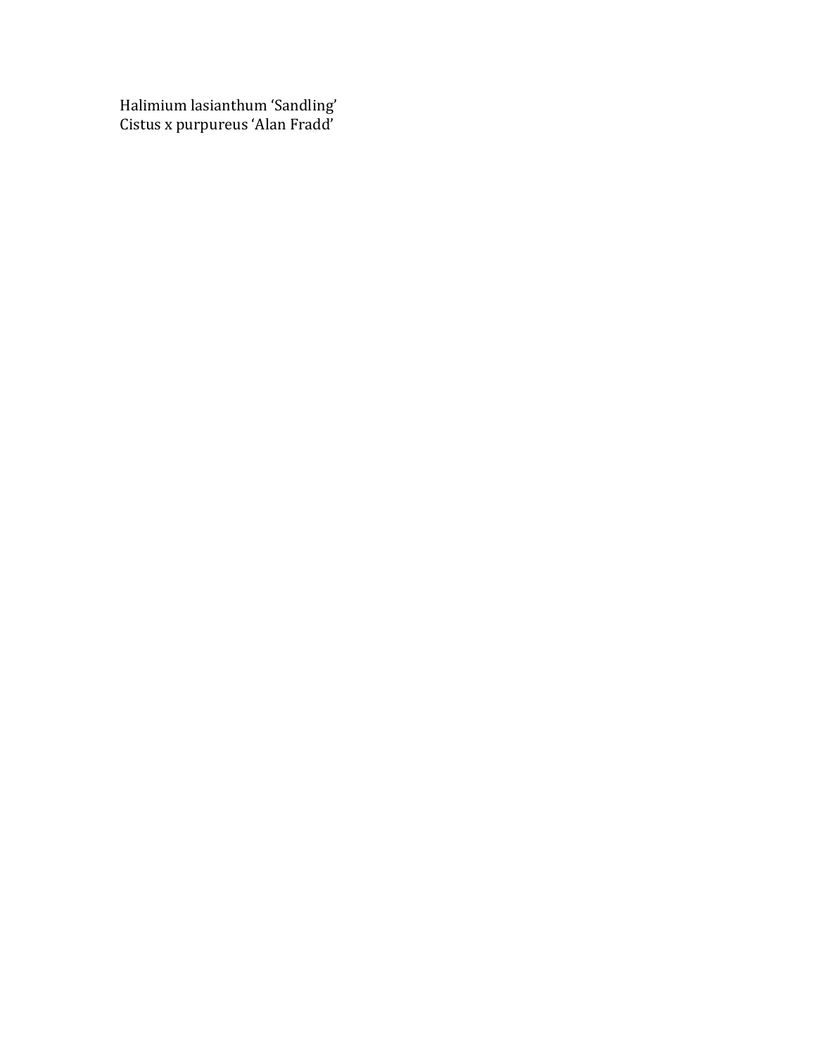Halimium lasianthum ‘Sandling’
Cistus x purpureus ‘Alan Fradd’